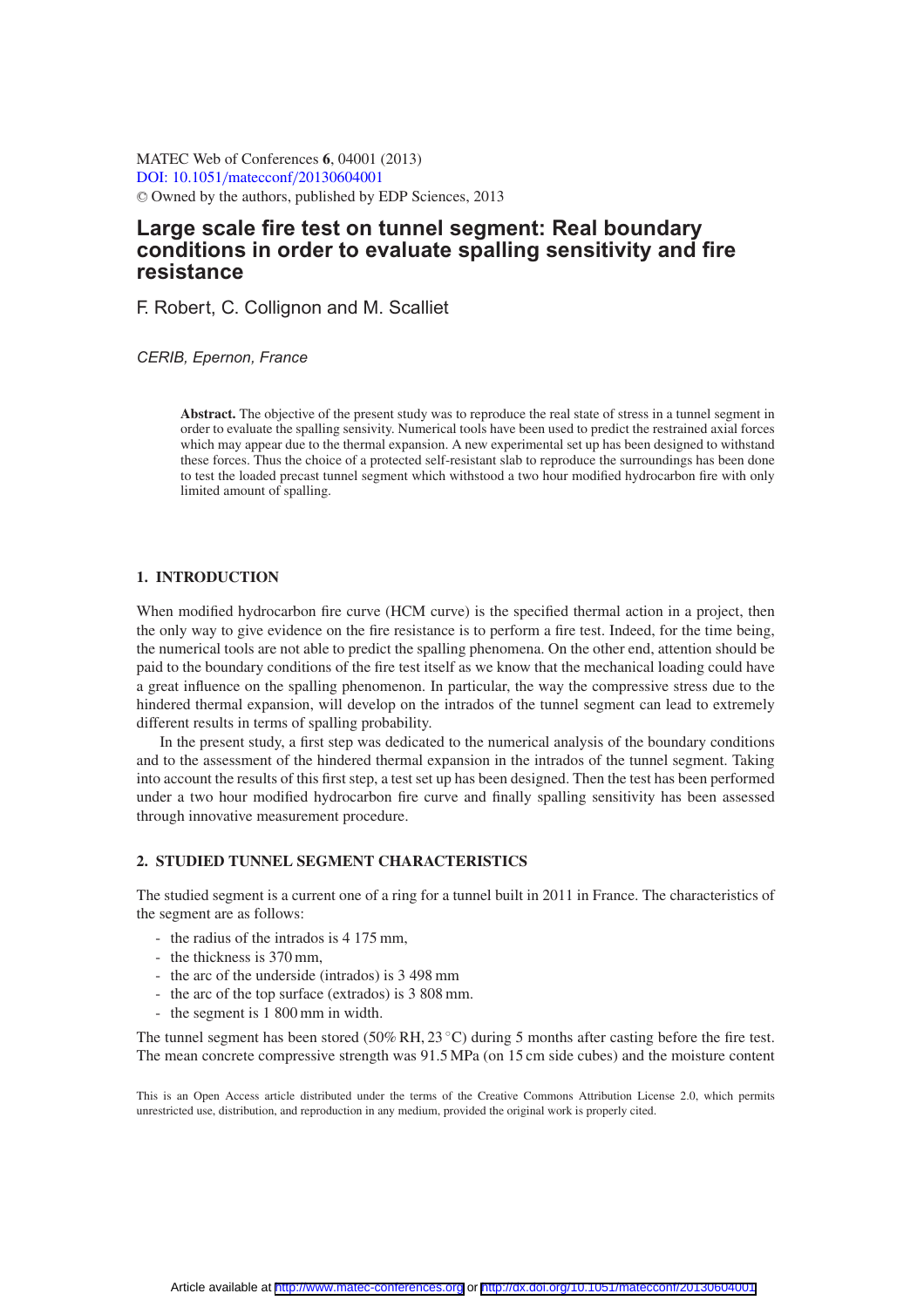MATEC Web of Conferences **6**, 04001 (2013)
DOI: 10.1051/matecconf/20130604001
© Owned by the authors, published by EDP Sciences, 2013

# Large scale fire test on tunnel segment: Real boundary conditions in order to evaluate spalling sensitivity and fire resistance

F. Robert, C. Collignon and M. Scalliet

*CERIB, Epernon, France*

**Abstract.** The objective of the present study was to reproduce the real state of stress in a tunnel segment in order to evaluate the spalling sensivity. Numerical tools have been used to predict the restrained axial forces which may appear due to the thermal expansion. A new experimental set up has been designed to withstand these forces. Thus the choice of a protected self-resistant slab to reproduce the surroundings has been done to test the loaded precast tunnel segment which withstood a two hour modified hydrocarbon fire with only limited amount of spalling.

## 1. INTRODUCTION

When modified hydrocarbon fire curve (HCM curve) is the specified thermal action in a project, then the only way to give evidence on the fire resistance is to perform a fire test. Indeed, for the time being, the numerical tools are not able to predict the spalling phenomena. On the other end, attention should be paid to the boundary conditions of the fire test itself as we know that the mechanical loading could have a great influence on the spalling phenomenon. In particular, the way the compressive stress due to the hindered thermal expansion, will develop on the intrados of the tunnel segment can lead to extremely different results in terms of spalling probability.

In the present study, a first step was dedicated to the numerical analysis of the boundary conditions and to the assessment of the hindered thermal expansion in the intrados of the tunnel segment. Taking into account the results of this first step, a test set up has been designed. Then the test has been performed under a two hour modified hydrocarbon fire curve and finally spalling sensitivity has been assessed through innovative measurement procedure.

## 2. STUDIED TUNNEL SEGMENT CHARACTERISTICS

The studied segment is a current one of a ring for a tunnel built in 2011 in France. The characteristics of the segment are as follows:

- the radius of the intrados is 4 175 mm,
- the thickness is 370 mm,
- the arc of the underside (intrados) is 3 498 mm
- the arc of the top surface (extrados) is 3 808 mm.
- the segment is 1 800 mm in width.

The tunnel segment has been stored (50% RH, 23 °C) during 5 months after casting before the fire test. The mean concrete compressive strength was 91.5 MPa (on 15 cm side cubes) and the moisture content

This is an Open Access article distributed under the terms of the Creative Commons Attribution License 2.0, which permits unrestricted use, distribution, and reproduction in any medium, provided the original work is properly cited.

Article available at http://www.matec-conferences.org or http://dx.doi.org/10.1051/matecconf/20130604001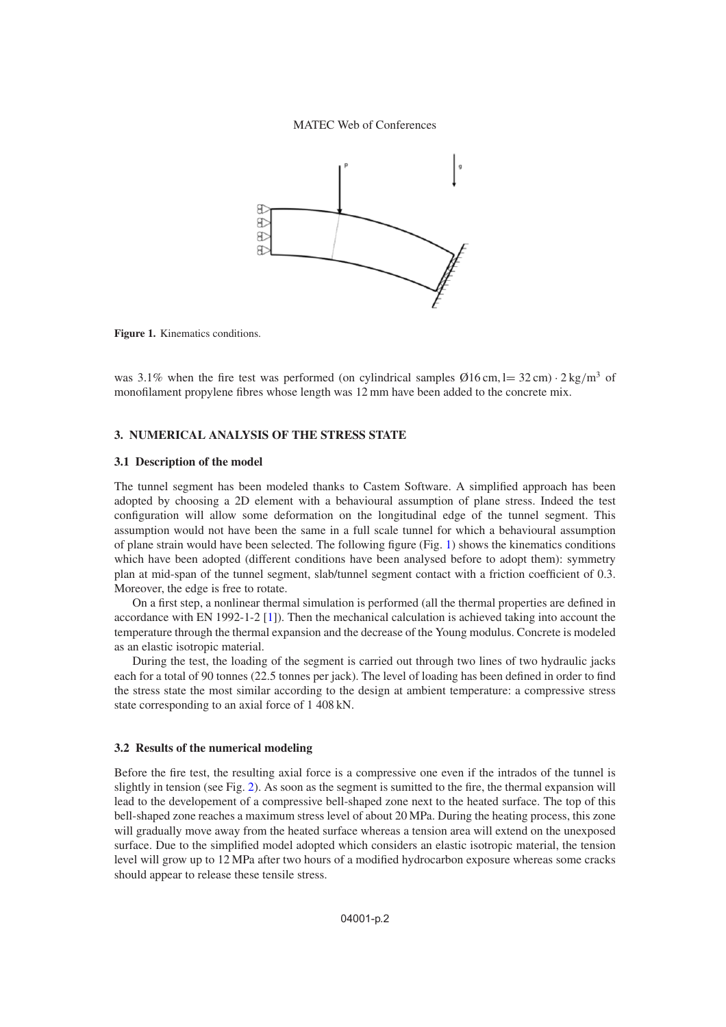Figure 1. Kinematics conditions.

was 3.1% when the fire test was performed (on cylindrical samples Ø16 cm, l= 32 cm) · 2 kg/m$^3$ of monofilament propylene fibres whose length was 12 mm have been added to the concrete mix.

## 3. NUMERICAL ANALYSIS OF THE STRESS STATE

### 3.1 Description of the model

The tunnel segment has been modeled thanks to Castem Software. A simplified approach has been adopted by choosing a 2D element with a behavioural assumption of plane stress. Indeed the test configuration will allow some deformation on the longitudinal edge of the tunnel segment. This assumption would not have been the same in a full scale tunnel for which a behavioural assumption of plane strain would have been selected. The following figure (Fig. 1) shows the kinematics conditions which have been adopted (different conditions have been analysed before to adopt them): symmetry plan at mid-span of the tunnel segment, slab/tunnel segment contact with a friction coefficient of 0.3. Moreover, the edge is free to rotate.

On a first step, a nonlinear thermal simulation is performed (all the thermal properties are defined in accordance with EN 1992-1-2 [1]). Then the mechanical calculation is achieved taking into account the temperature through the thermal expansion and the decrease of the Young modulus. Concrete is modeled as an elastic isotropic material.

During the test, the loading of the segment is carried out through two lines of two hydraulic jacks each for a total of 90 tonnes (22.5 tonnes per jack). The level of loading has been defined in order to find the stress state the most similar according to the design at ambient temperature: a compressive stress state corresponding to an axial force of 1 408 kN.

### 3.2 Results of the numerical modeling

Before the fire test, the resulting axial force is a compressive one even if the intrados of the tunnel is slightly in tension (see Fig. 2). As soon as the segment is sumitted to the fire, the thermal expansion will lead to the developement of a compressive bell-shaped zone next to the heated surface. The top of this bell-shaped zone reaches a maximum stress level of about 20 MPa. During the heating process, this zone will gradually move away from the heated surface whereas a tension area will extend on the unexposed surface. Due to the simplified model adopted which considers an elastic isotropic material, the tension level will grow up to 12 MPa after two hours of a modified hydrocarbon exposure whereas some cracks should appear to release these tensile stress.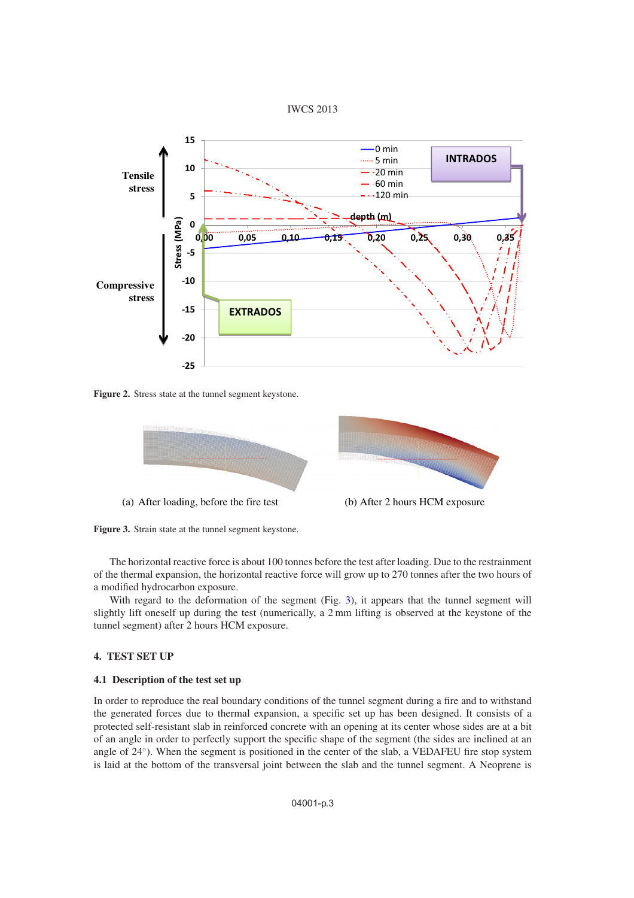Figure 2. Stress state at the tunnel segment keystone.

(a) After loading, before the fire test

(b) After 2 hours HCM exposure

Figure 3. Strain state at the tunnel segment keystone.

The horizontal reactive force is about 100 tonnes before the test after loading. Due to the restrainment of the thermal expansion, the horizontal reactive force will grow up to 270 tonnes after the two hours of a modified hydrocarbon exposure.

With regard to the deformation of the segment (Fig. 3), it appears that the tunnel segment will slightly lift oneself up during the test (numerically, a 2 mm lifting is observed at the keystone of the tunnel segment) after 2 hours HCM exposure.

## 4. TEST SET UP

### 4.1 Description of the test set up

In order to reproduce the real boundary conditions of the tunnel segment during a fire and to withstand the generated forces due to thermal expansion, a specific set up has been designed. It consists of a protected self-resistant slab in reinforced concrete with an opening at its center whose sides are a bit of an angle in order to perfectly support the specific shape of the segment (the sides are inclined at an angle of 24°). When the segment is positioned in the center of the slab, a VEDAFEU fire stop system is laid at the bottom of the transversal joint between the slab and the tunnel segment. A Neoprene is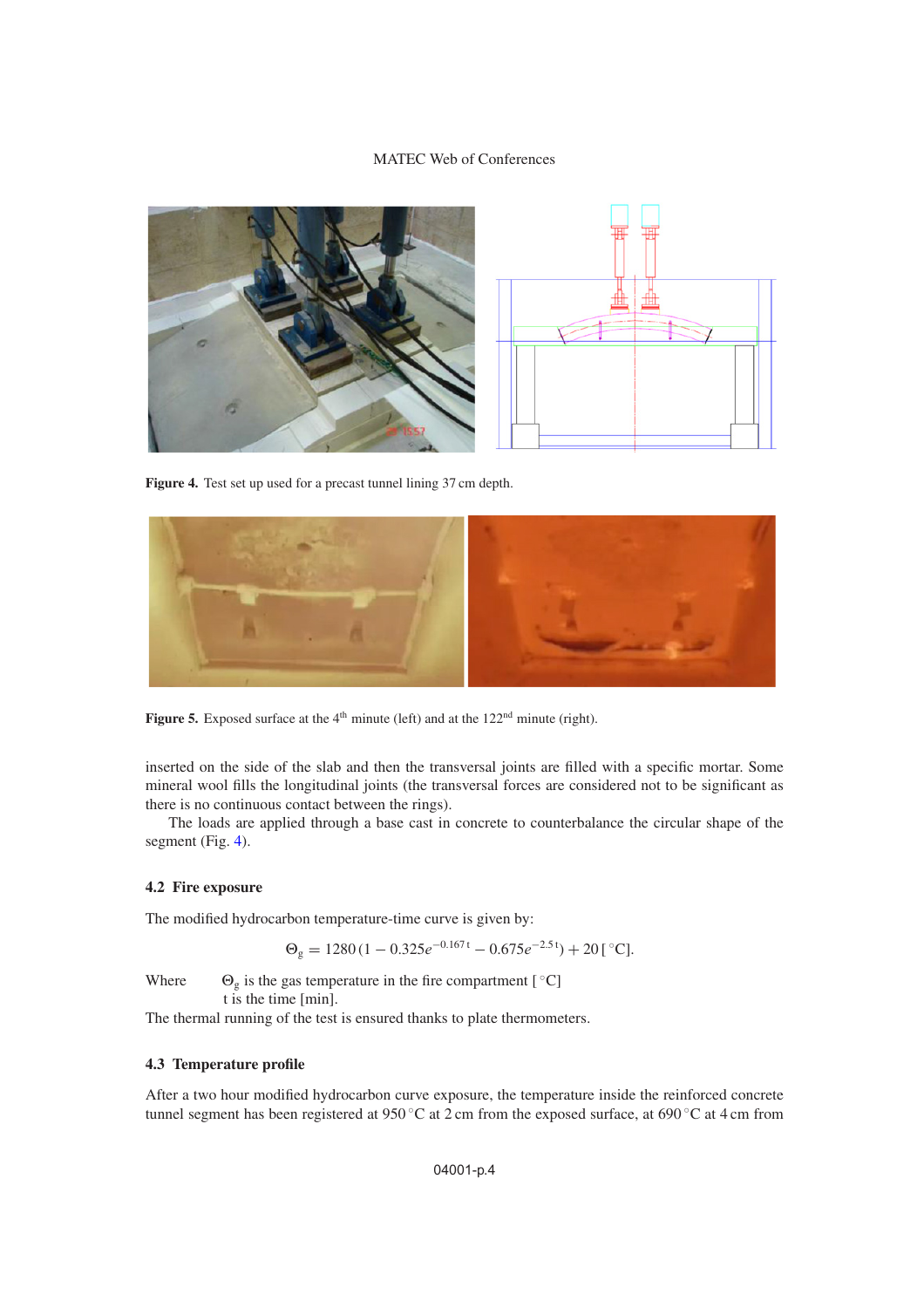Figure 4. Test set up used for a precast tunnel lining 37 cm depth.

Figure 5. Exposed surface at the 4th minute (left) and at the 122nd minute (right).

inserted on the side of the slab and then the transversal joints are filled with a specific mortar. Some mineral wool fills the longitudinal joints (the transversal forces are considered not to be significant as there is no continuous contact between the rings).

The loads are applied through a base cast in concrete to counterbalance the circular shape of the segment (Fig. 4).

### 4.2 Fire exposure

The modified hydrocarbon temperature-time curve is given by:

$$\Theta_g = 1280\,(1 - 0.325e^{-0.167\,t} - 0.675e^{-2.5\,t}) + 20\,[^\circ\mathrm{C}].$$

Where $\Theta_g$ is the gas temperature in the fire compartment [°C]
t is the time [min].

The thermal running of the test is ensured thanks to plate thermometers.

### 4.3 Temperature profile

After a two hour modified hydrocarbon curve exposure, the temperature inside the reinforced concrete tunnel segment has been registered at 950 °C at 2 cm from the exposed surface, at 690 °C at 4 cm from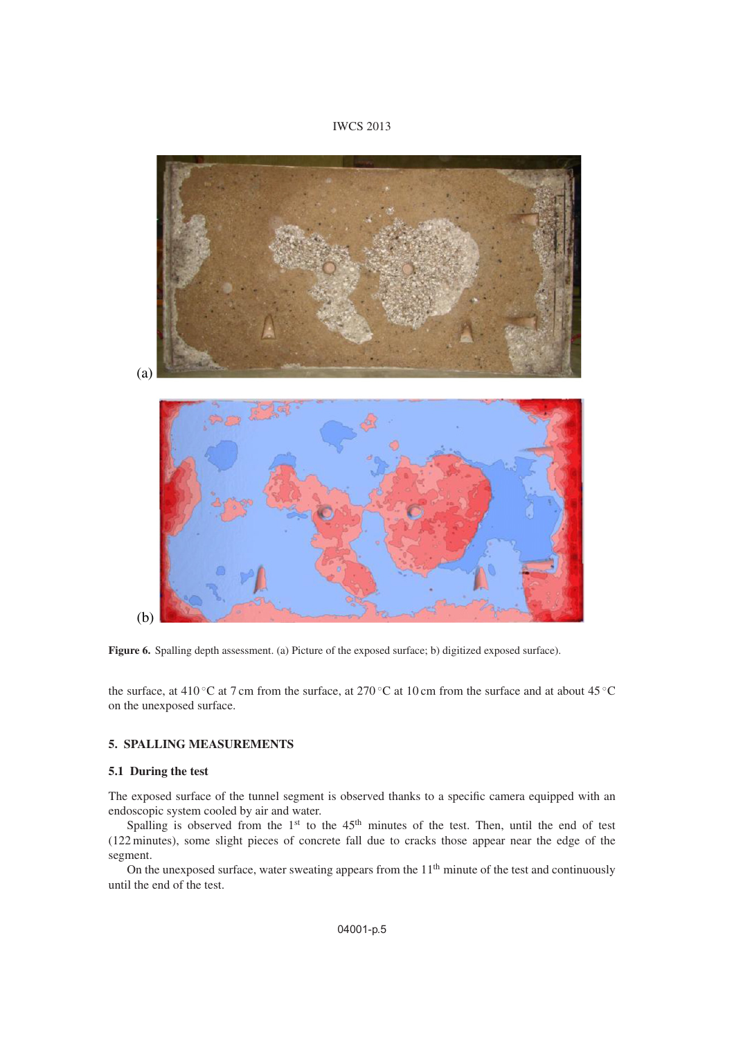(a)

(b)

**Figure 6.** Spalling depth assessment. (a) Picture of the exposed surface; b) digitized exposed surface).

the surface, at 410 °C at 7 cm from the surface, at 270 °C at 10 cm from the surface and at about 45 °C on the unexposed surface.

## 5. SPALLING MEASUREMENTS

### 5.1 During the test

The exposed surface of the tunnel segment is observed thanks to a specific camera equipped with an endoscopic system cooled by air and water.

Spalling is observed from the 1st to the 45th minutes of the test. Then, until the end of test (122 minutes), some slight pieces of concrete fall due to cracks those appear near the edge of the segment.

On the unexposed surface, water sweating appears from the 11th minute of the test and continuously until the end of the test.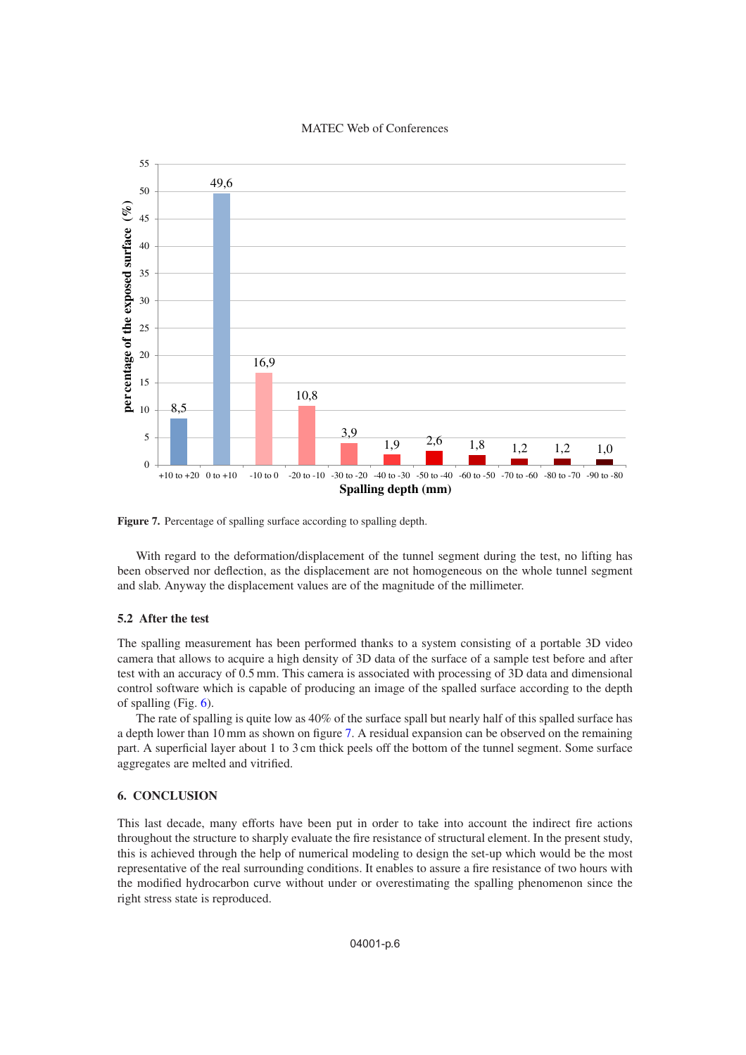Figure 7. Percentage of spalling surface according to spalling depth.

With regard to the deformation/displacement of the tunnel segment during the test, no lifting has been observed nor deflection, as the displacement are not homogeneous on the whole tunnel segment and slab. Anyway the displacement values are of the magnitude of the millimeter.

### 5.2 After the test

The spalling measurement has been performed thanks to a system consisting of a portable 3D video camera that allows to acquire a high density of 3D data of the surface of a sample test before and after test with an accuracy of 0.5 mm. This camera is associated with processing of 3D data and dimensional control software which is capable of producing an image of the spalled surface according to the depth of spalling (Fig. 6).

The rate of spalling is quite low as 40% of the surface spall but nearly half of this spalled surface has a depth lower than 10 mm as shown on figure 7. A residual expansion can be observed on the remaining part. A superficial layer about 1 to 3 cm thick peels off the bottom of the tunnel segment. Some surface aggregates are melted and vitrified.

## 6. CONCLUSION

This last decade, many efforts have been put in order to take into account the indirect fire actions throughout the structure to sharply evaluate the fire resistance of structural element. In the present study, this is achieved through the help of numerical modeling to design the set-up which would be the most representative of the real surrounding conditions. It enables to assure a fire resistance of two hours with the modified hydrocarbon curve without under or overestimating the spalling phenomenon since the right stress state is reproduced.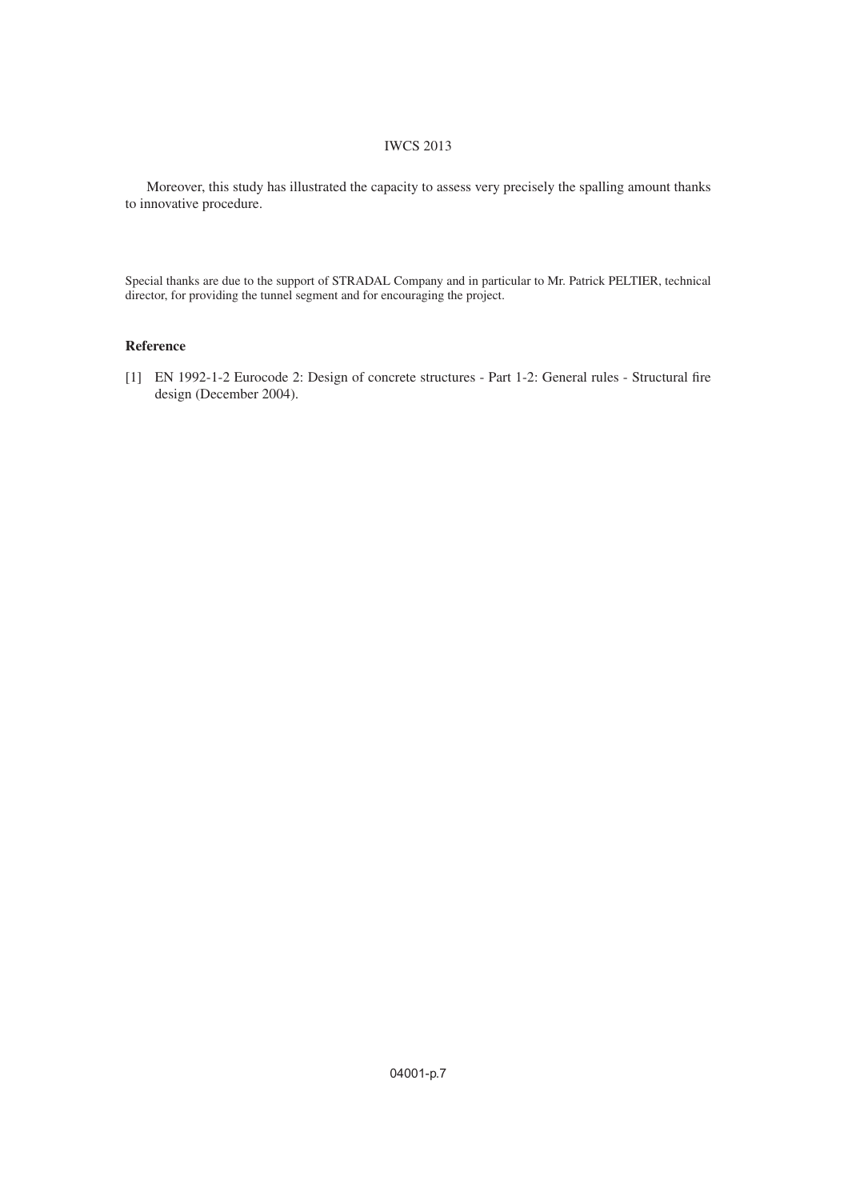Moreover, this study has illustrated the capacity to assess very precisely the spalling amount thanks to innovative procedure.

Special thanks are due to the support of STRADAL Company and in particular to Mr. Patrick PELTIER, technical director, for providing the tunnel segment and for encouraging the project.

## Reference

[1] EN 1992-1-2 Eurocode 2: Design of concrete structures - Part 1-2: General rules - Structural fire design (December 2004).